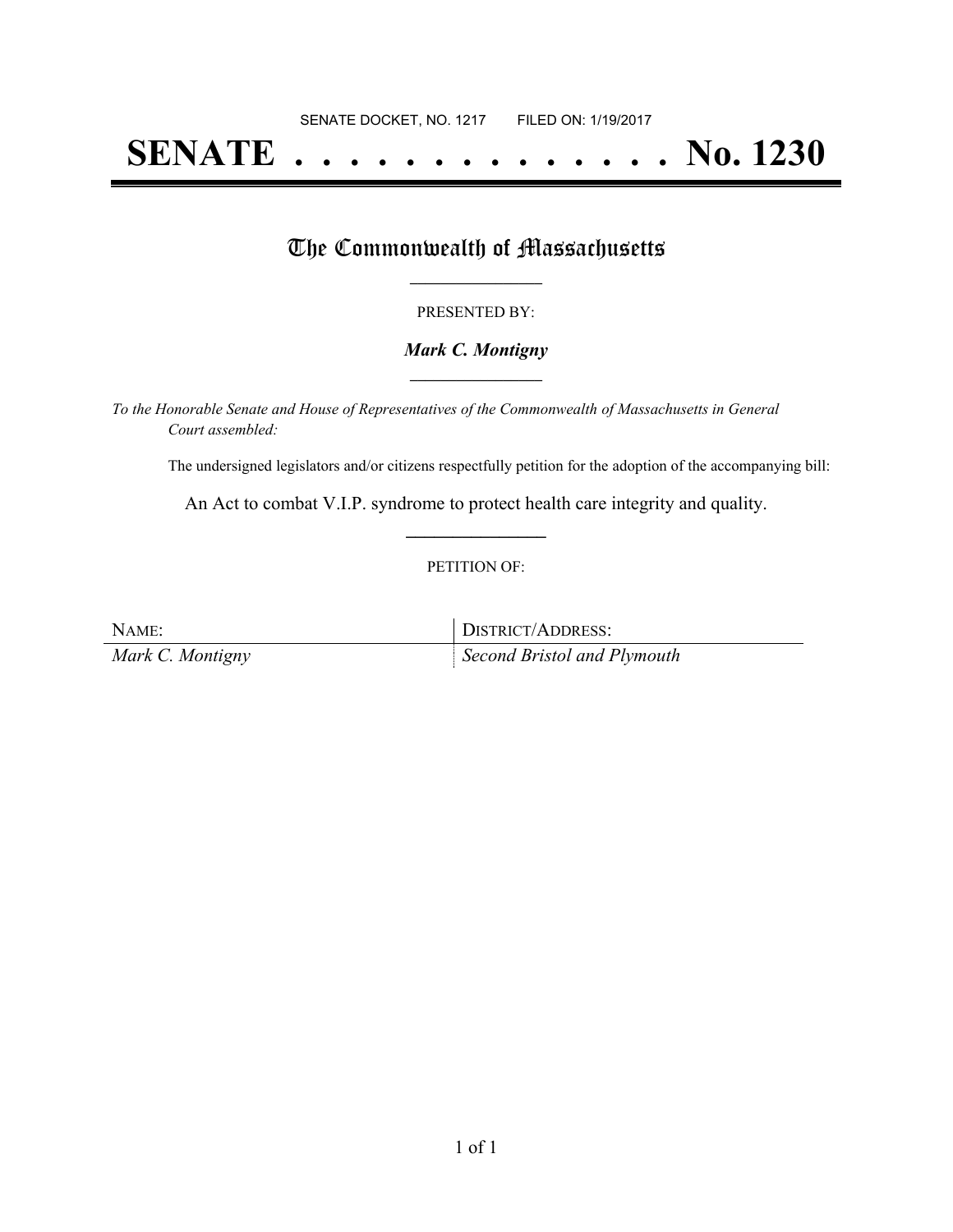SENATE DOCKET, NO. 1217 FILED ON: 1/19/2017

# SENATE . . . . . . . . . . . . . . No. 1230

## The Commonwealth of Massachusetts

PRESENTED BY:

***Mark C. Montigny***

*To the Honorable Senate and House of Representatives of the Commonwealth of Massachusetts in General Court assembled:*

The undersigned legislators and/or citizens respectfully petition for the adoption of the accompanying bill:

An Act to combat V.I.P. syndrome to protect health care integrity and quality.

PETITION OF:

| NAME: | DISTRICT/ADDRESS: |
|---|---|
| *Mark C. Montigny* | *Second Bristol and Plymouth* |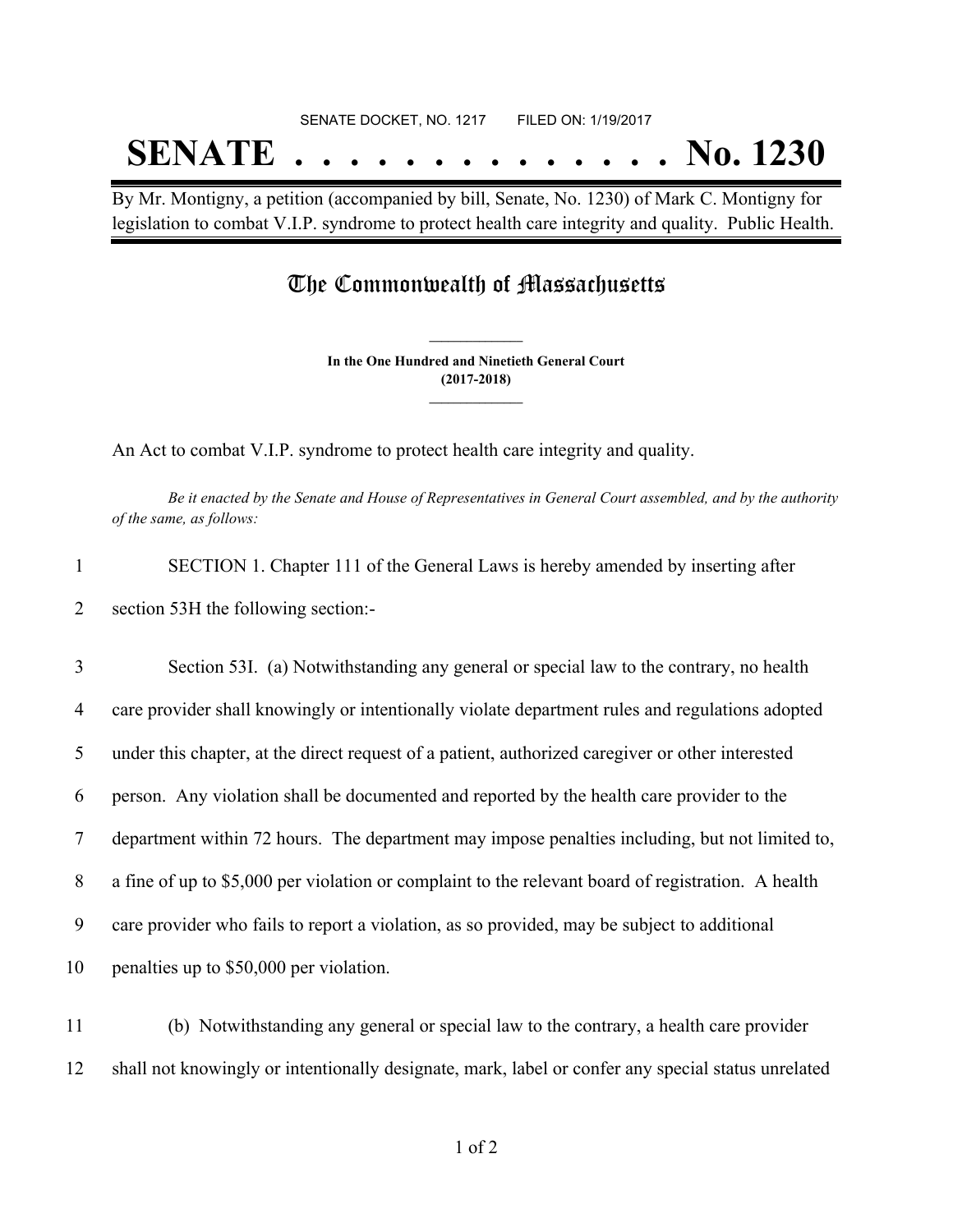SENATE DOCKET, NO. 1217 FILED ON: 1/19/2017

# SENATE . . . . . . . . . . . . . . No. 1230

By Mr. Montigny, a petition (accompanied by bill, Senate, No. 1230) of Mark C. Montigny for legislation to combat V.I.P. syndrome to protect health care integrity and quality. Public Health.

## The Commonwealth of Massachusetts

**In the One Hundred and Ninetieth General Court**
**(2017-2018)**

An Act to combat V.I.P. syndrome to protect health care integrity and quality.

*Be it enacted by the Senate and House of Representatives in General Court assembled, and by the authority of the same, as follows:*

1 SECTION 1. Chapter 111 of the General Laws is hereby amended by inserting after
2 section 53H the following section:-

3 Section 53I. (a) Notwithstanding any general or special law to the contrary, no health
4 care provider shall knowingly or intentionally violate department rules and regulations adopted
5 under this chapter, at the direct request of a patient, authorized caregiver or other interested
6 person. Any violation shall be documented and reported by the health care provider to the
7 department within 72 hours. The department may impose penalties including, but not limited to,
8 a fine of up to $5,000 per violation or complaint to the relevant board of registration. A health
9 care provider who fails to report a violation, as so provided, may be subject to additional
10 penalties up to $50,000 per violation.

11 (b) Notwithstanding any general or special law to the contrary, a health care provider
12 shall not knowingly or intentionally designate, mark, label or confer any special status unrelated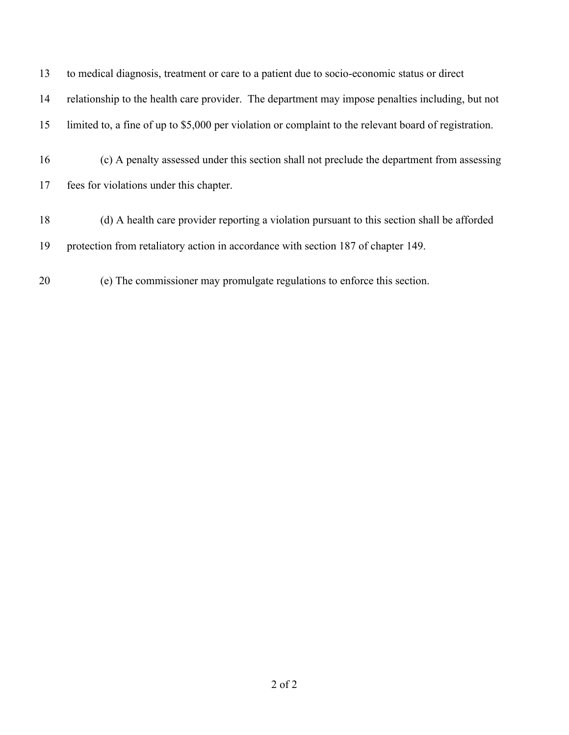to medical diagnosis, treatment or care to a patient due to socio-economic status or direct relationship to the health care provider. The department may impose penalties including, but not limited to, a fine of up to $5,000 per violation or complaint to the relevant board of registration.

(c) A penalty assessed under this section shall not preclude the department from assessing fees for violations under this chapter.

(d) A health care provider reporting a violation pursuant to this section shall be afforded protection from retaliatory action in accordance with section 187 of chapter 149.

(e) The commissioner may promulgate regulations to enforce this section.